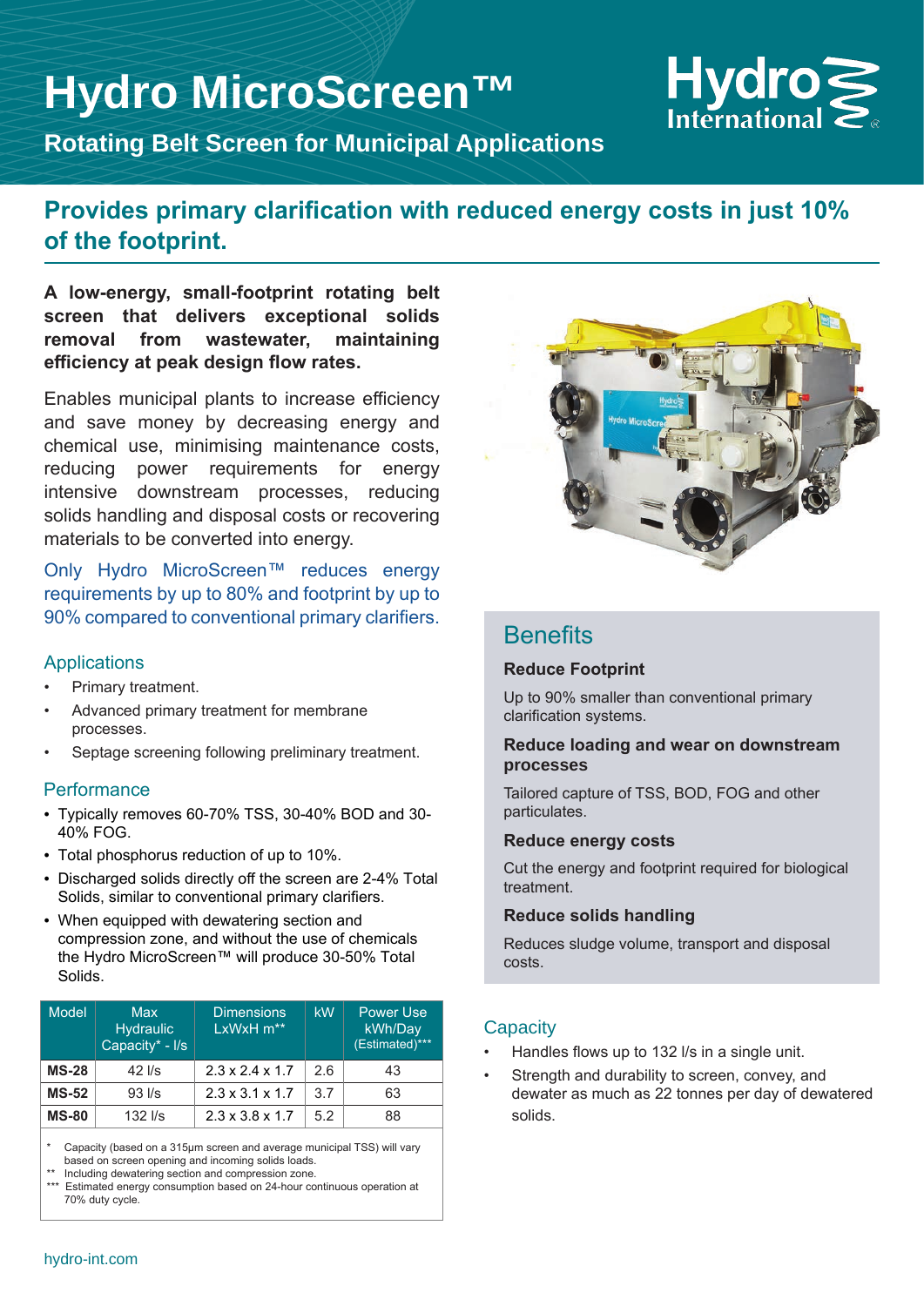# Hydro MicroScreen™

## Rotating Belt Screen for Municipal Applications

## Provides primary clarification with reduced energy costs in just 10% of the footprint.

**A low-energy, small-footprint rotating belt screen that delivers exceptional solids removal from wastewater, maintaining efficiency at peak design flow rates.**

Enables municipal plants to increase efficiency and save money by decreasing energy and chemical use, minimising maintenance costs, reducing power requirements for energy intensive downstream processes, reducing solids handling and disposal costs or recovering materials to be converted into energy.

Only Hydro MicroScreen™ reduces energy requirements by up to 80% and footprint by up to 90% compared to conventional primary clarifiers.

### Applications

- Primary treatment.
- Advanced primary treatment for membrane processes.
- Septage screening following preliminary treatment.

### Performance

- Typically removes 60-70% TSS, 30-40% BOD and 30-40% FOG.
- Total phosphorus reduction of up to 10%.
- Discharged solids directly off the screen are 2-4% Total Solids, similar to conventional primary clarifiers.
- When equipped with dewatering section and compression zone, and without the use of chemicals the Hydro MicroScreen™ will produce 30-50% Total Solids.

| Model | Max Hydraulic Capacity* - l/s | Dimensions LxWxH m** | kW | Power Use kWh/Day (Estimated)*** |
|---|---|---|---|---|
| **MS-28** | 42 l/s | 2.3 x 2.4 x 1.7 | 2.6 | 43 |
| **MS-52** | 93 l/s | 2.3 x 3.1 x 1.7 | 3.7 | 63 |
| **MS-80** | 132 l/s | 2.3 x 3.8 x 1.7 | 5.2 | 88 |

\* Capacity (based on a 315µm screen and average municipal TSS) will vary based on screen opening and incoming solids loads.
\*\* Including dewatering section and compression zone.
\*\*\* Estimated energy consumption based on 24-hour continuous operation at 70% duty cycle.

## Benefits

### Reduce Footprint

Up to 90% smaller than conventional primary clarification systems.

### Reduce loading and wear on downstream processes

Tailored capture of TSS, BOD, FOG and other particulates.

### Reduce energy costs

Cut the energy and footprint required for biological treatment.

### Reduce solids handling

Reduces sludge volume, transport and disposal costs.

### Capacity

- Handles flows up to 132 l/s in a single unit.
- Strength and durability to screen, convey, and dewater as much as 22 tonnes per day of dewatered solids.

hydro-int.com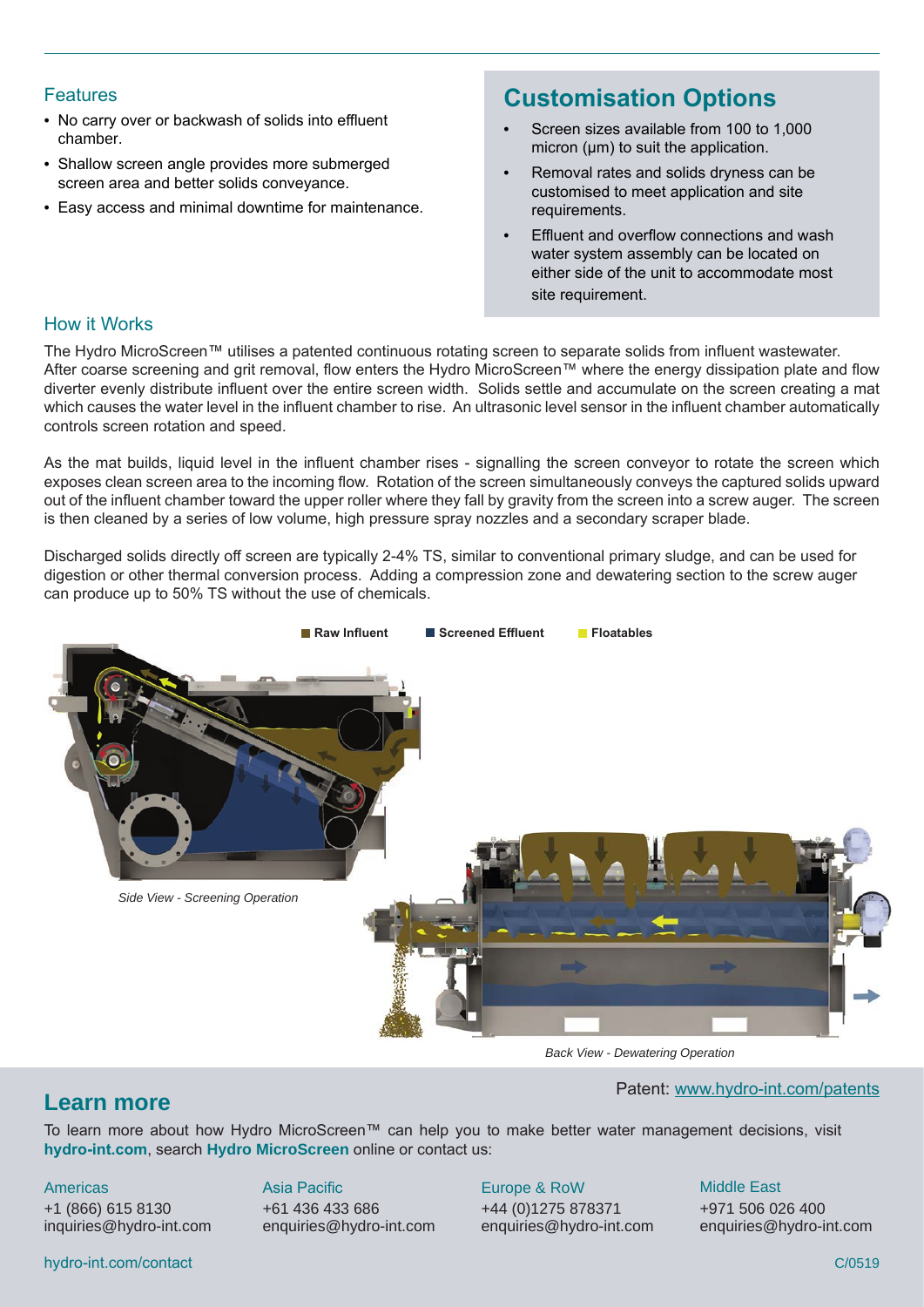## Features

- No carry over or backwash of solids into effluent chamber.
- Shallow screen angle provides more submerged screen area and better solids conveyance.
- Easy access and minimal downtime for maintenance.

## Customisation Options

- Screen sizes available from 100 to 1,000 micron (μm) to suit the application.
- Removal rates and solids dryness can be customised to meet application and site requirements.
- Effluent and overflow connections and wash water system assembly can be located on either side of the unit to accommodate most site requirement.

## How it Works

The Hydro MicroScreen™ utilises a patented continuous rotating screen to separate solids from influent wastewater. After coarse screening and grit removal, flow enters the Hydro MicroScreen™ where the energy dissipation plate and flow diverter evenly distribute influent over the entire screen width. Solids settle and accumulate on the screen creating a mat which causes the water level in the influent chamber to rise. An ultrasonic level sensor in the influent chamber automatically controls screen rotation and speed.

As the mat builds, liquid level in the influent chamber rises - signalling the screen conveyor to rotate the screen which exposes clean screen area to the incoming flow. Rotation of the screen simultaneously conveys the captured solids upward out of the influent chamber toward the upper roller where they fall by gravity from the screen into a screw auger. The screen is then cleaned by a series of low volume, high pressure spray nozzles and a secondary scraper blade.

Discharged solids directly off screen are typically 2-4% TS, similar to conventional primary sludge, and can be used for digestion or other thermal conversion process. Adding a compression zone and dewatering section to the screw auger can produce up to 50% TS without the use of chemicals.

Raw Influent
Screened Effluent
Floatables

*Side View - Screening Operation*

*Back View - Dewatering Operation*

Patent: www.hydro-int.com/patents

## Learn more

To learn more about how Hydro MicroScreen™ can help you to make better water management decisions, visit **hydro-int.com**, search **Hydro MicroScreen** online or contact us:

**Americas**
+1 (866) 615 8130
inquiries@hydro-int.com

**Asia Pacific**
+61 436 433 686
enquiries@hydro-int.com

**Europe & RoW**
+44 (0)1275 878371
enquiries@hydro-int.com

**Middle East**
+971 506 026 400
enquiries@hydro-int.com

hydro-int.com/contact

C/0519